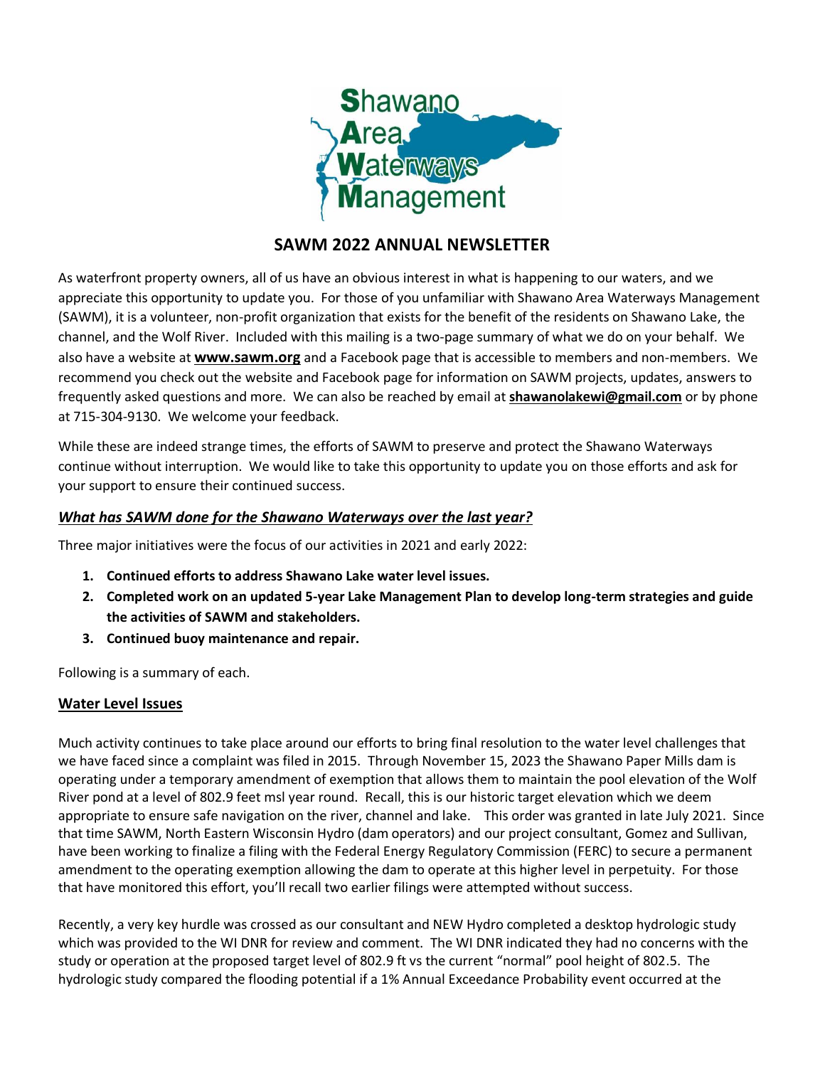# SAWM 2022 ANNUAL NEWSLETTER

As waterfront property owners, all of us have an obvious interest in what is happening to our waters, and we appreciate this opportunity to update you. For those of you unfamiliar with Shawano Area Waterways Management (SAWM), it is a volunteer, non-profit organization that exists for the benefit of the residents on Shawano Lake, the channel, and the Wolf River. Included with this mailing is a two-page summary of what we do on your behalf. We also have a website at **www.sawm.org** and a Facebook page that is accessible to members and non-members. We recommend you check out the website and Facebook page for information on SAWM projects, updates, answers to frequently asked questions and more. We can also be reached by email at **shawanolakewi@gmail.com** or by phone at 715-304-9130. We welcome your feedback.

While these are indeed strange times, the efforts of SAWM to preserve and protect the Shawano Waterways continue without interruption. We would like to take this opportunity to update you on those efforts and ask for your support to ensure their continued success.

## *What has SAWM done for the Shawano Waterways over the last year?*

Three major initiatives were the focus of our activities in 2021 and early 2022:

1. **Continued efforts to address Shawano Lake water level issues.**
2. **Completed work on an updated 5-year Lake Management Plan to develop long-term strategies and guide the activities of SAWM and stakeholders.**
3. **Continued buoy maintenance and repair.**

Following is a summary of each.

## Water Level Issues

Much activity continues to take place around our efforts to bring final resolution to the water level challenges that we have faced since a complaint was filed in 2015. Through November 15, 2023 the Shawano Paper Mills dam is operating under a temporary amendment of exemption that allows them to maintain the pool elevation of the Wolf River pond at a level of 802.9 feet msl year round. Recall, this is our historic target elevation which we deem appropriate to ensure safe navigation on the river, channel and lake. This order was granted in late July 2021. Since that time SAWM, North Eastern Wisconsin Hydro (dam operators) and our project consultant, Gomez and Sullivan, have been working to finalize a filing with the Federal Energy Regulatory Commission (FERC) to secure a permanent amendment to the operating exemption allowing the dam to operate at this higher level in perpetuity. For those that have monitored this effort, you'll recall two earlier filings were attempted without success.

Recently, a very key hurdle was crossed as our consultant and NEW Hydro completed a desktop hydrologic study which was provided to the WI DNR for review and comment. The WI DNR indicated they had no concerns with the study or operation at the proposed target level of 802.9 ft vs the current "normal" pool height of 802.5. The hydrologic study compared the flooding potential if a 1% Annual Exceedance Probability event occurred at the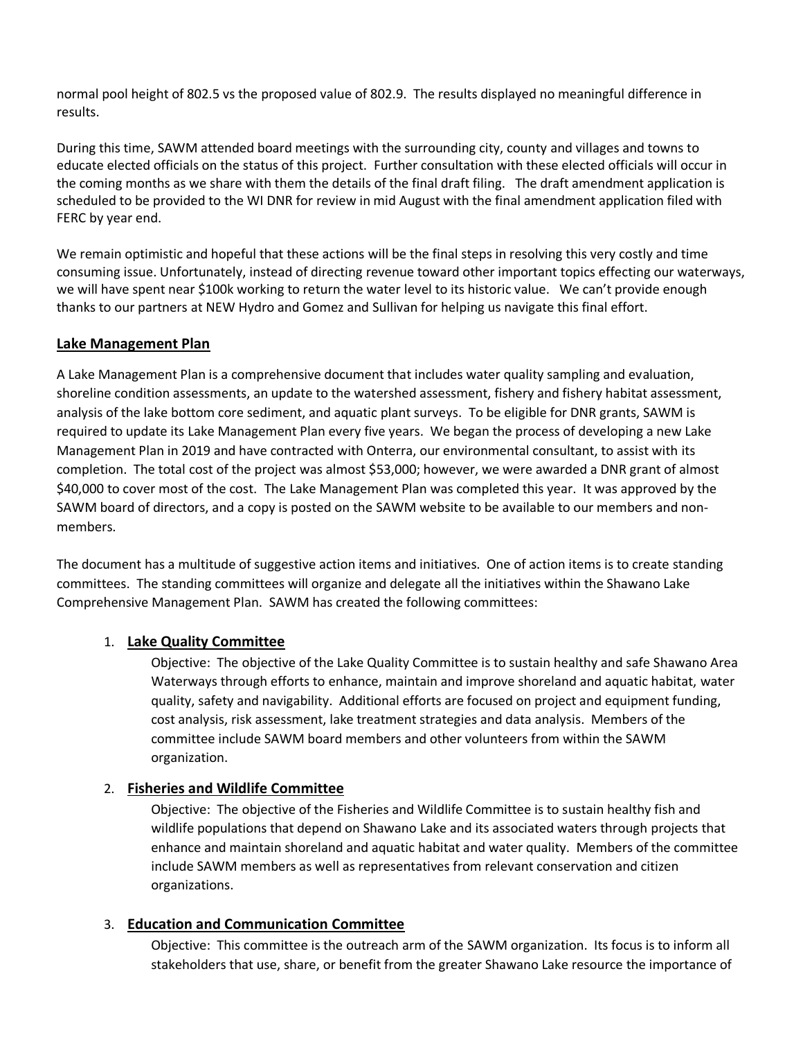normal pool height of 802.5 vs the proposed value of 802.9. The results displayed no meaningful difference in results.

During this time, SAWM attended board meetings with the surrounding city, county and villages and towns to educate elected officials on the status of this project. Further consultation with these elected officials will occur in the coming months as we share with them the details of the final draft filing. The draft amendment application is scheduled to be provided to the WI DNR for review in mid August with the final amendment application filed with FERC by year end.

We remain optimistic and hopeful that these actions will be the final steps in resolving this very costly and time consuming issue. Unfortunately, instead of directing revenue toward other important topics effecting our waterways, we will have spent near $100k working to return the water level to its historic value. We can't provide enough thanks to our partners at NEW Hydro and Gomez and Sullivan for helping us navigate this final effort.

## Lake Management Plan

A Lake Management Plan is a comprehensive document that includes water quality sampling and evaluation, shoreline condition assessments, an update to the watershed assessment, fishery and fishery habitat assessment, analysis of the lake bottom core sediment, and aquatic plant surveys. To be eligible for DNR grants, SAWM is required to update its Lake Management Plan every five years. We began the process of developing a new Lake Management Plan in 2019 and have contracted with Onterra, our environmental consultant, to assist with its completion. The total cost of the project was almost $53,000; however, we were awarded a DNR grant of almost $40,000 to cover most of the cost. The Lake Management Plan was completed this year. It was approved by the SAWM board of directors, and a copy is posted on the SAWM website to be available to our members and non-members.

The document has a multitude of suggestive action items and initiatives. One of action items is to create standing committees. The standing committees will organize and delegate all the initiatives within the Shawano Lake Comprehensive Management Plan. SAWM has created the following committees:

1. **Lake Quality Committee**

   Objective: The objective of the Lake Quality Committee is to sustain healthy and safe Shawano Area Waterways through efforts to enhance, maintain and improve shoreland and aquatic habitat, water quality, safety and navigability. Additional efforts are focused on project and equipment funding, cost analysis, risk assessment, lake treatment strategies and data analysis. Members of the committee include SAWM board members and other volunteers from within the SAWM organization.

2. **Fisheries and Wildlife Committee**

   Objective: The objective of the Fisheries and Wildlife Committee is to sustain healthy fish and wildlife populations that depend on Shawano Lake and its associated waters through projects that enhance and maintain shoreland and aquatic habitat and water quality. Members of the committee include SAWM members as well as representatives from relevant conservation and citizen organizations.

3. **Education and Communication Committee**

   Objective: This committee is the outreach arm of the SAWM organization. Its focus is to inform all stakeholders that use, share, or benefit from the greater Shawano Lake resource the importance of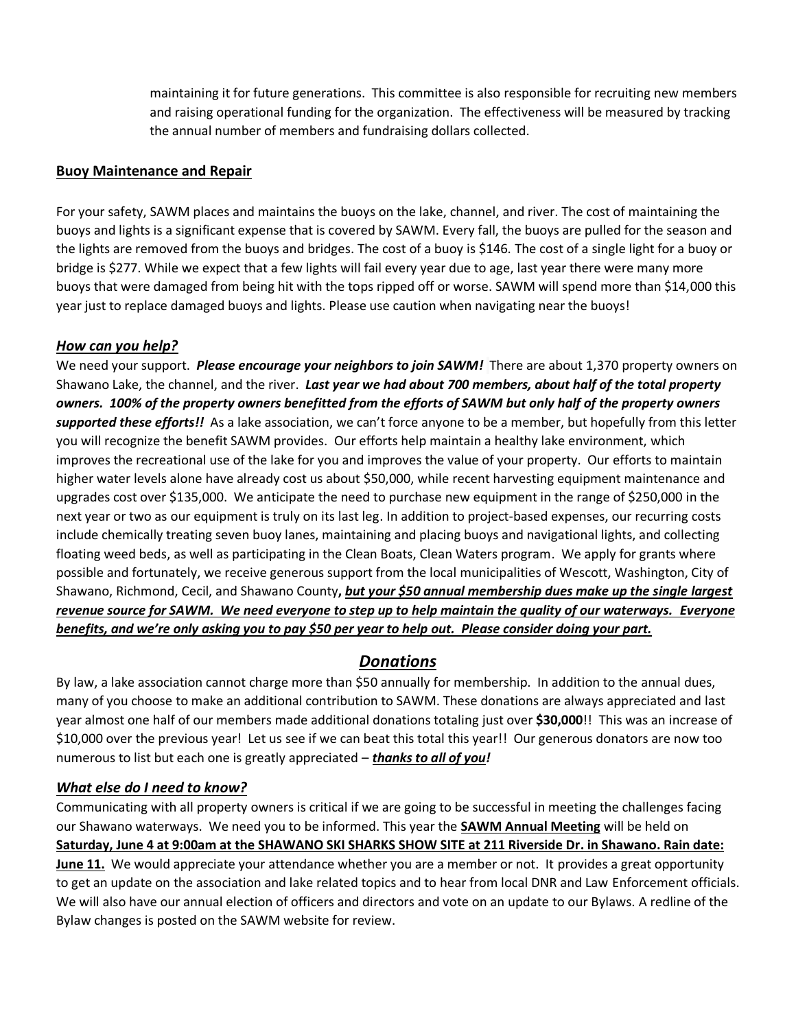maintaining it for future generations. This committee is also responsible for recruiting new members and raising operational funding for the organization. The effectiveness will be measured by tracking the annual number of members and fundraising dollars collected.

## Buoy Maintenance and Repair

For your safety, SAWM places and maintains the buoys on the lake, channel, and river. The cost of maintaining the buoys and lights is a significant expense that is covered by SAWM. Every fall, the buoys are pulled for the season and the lights are removed from the buoys and bridges. The cost of a buoy is $146. The cost of a single light for a buoy or bridge is $277. While we expect that a few lights will fail every year due to age, last year there were many more buoys that were damaged from being hit with the tops ripped off or worse. SAWM will spend more than $14,000 this year just to replace damaged buoys and lights. Please use caution when navigating near the buoys!

### *How can you help?*

We need your support. ***Please encourage your neighbors to join SAWM!*** There are about 1,370 property owners on Shawano Lake, the channel, and the river. ***Last year we had about 700 members, about half of the total property owners. 100% of the property owners benefitted from the efforts of SAWM but only half of the property owners supported these efforts!!*** As a lake association, we can't force anyone to be a member, but hopefully from this letter you will recognize the benefit SAWM provides. Our efforts help maintain a healthy lake environment, which improves the recreational use of the lake for you and improves the value of your property. Our efforts to maintain higher water levels alone have already cost us about $50,000, while recent harvesting equipment maintenance and upgrades cost over $135,000. We anticipate the need to purchase new equipment in the range of $250,000 in the next year or two as our equipment is truly on its last leg. In addition to project-based expenses, our recurring costs include chemically treating seven buoy lanes, maintaining and placing buoys and navigational lights, and collecting floating weed beds, as well as participating in the Clean Boats, Clean Waters program. We apply for grants where possible and fortunately, we receive generous support from the local municipalities of Wescott, Washington, City of Shawano, Richmond, Cecil, and Shawano County**, *but your $50 annual membership dues make up the single largest revenue source for SAWM. We need everyone to step up to help maintain the quality of our waterways. Everyone benefits, and we're only asking you to pay $50 per year to help out. Please consider doing your part.***

## *Donations*

By law, a lake association cannot charge more than $50 annually for membership. In addition to the annual dues, many of you choose to make an additional contribution to SAWM. These donations are always appreciated and last year almost one half of our members made additional donations totaling just over **$30,000**!! This was an increase of $10,000 over the previous year! Let us see if we can beat this total this year!! Our generous donators are now too numerous to list but each one is greatly appreciated – ***thanks to all of you!***

### *What else do I need to know?*

Communicating with all property owners is critical if we are going to be successful in meeting the challenges facing our Shawano waterways. We need you to be informed. This year the **SAWM Annual Meeting** will be held on **Saturday, June 4 at 9:00am at the SHAWANO SKI SHARKS SHOW SITE at 211 Riverside Dr. in Shawano. Rain date: June 11.** We would appreciate your attendance whether you are a member or not. It provides a great opportunity to get an update on the association and lake related topics and to hear from local DNR and Law Enforcement officials. We will also have our annual election of officers and directors and vote on an update to our Bylaws. A redline of the Bylaw changes is posted on the SAWM website for review.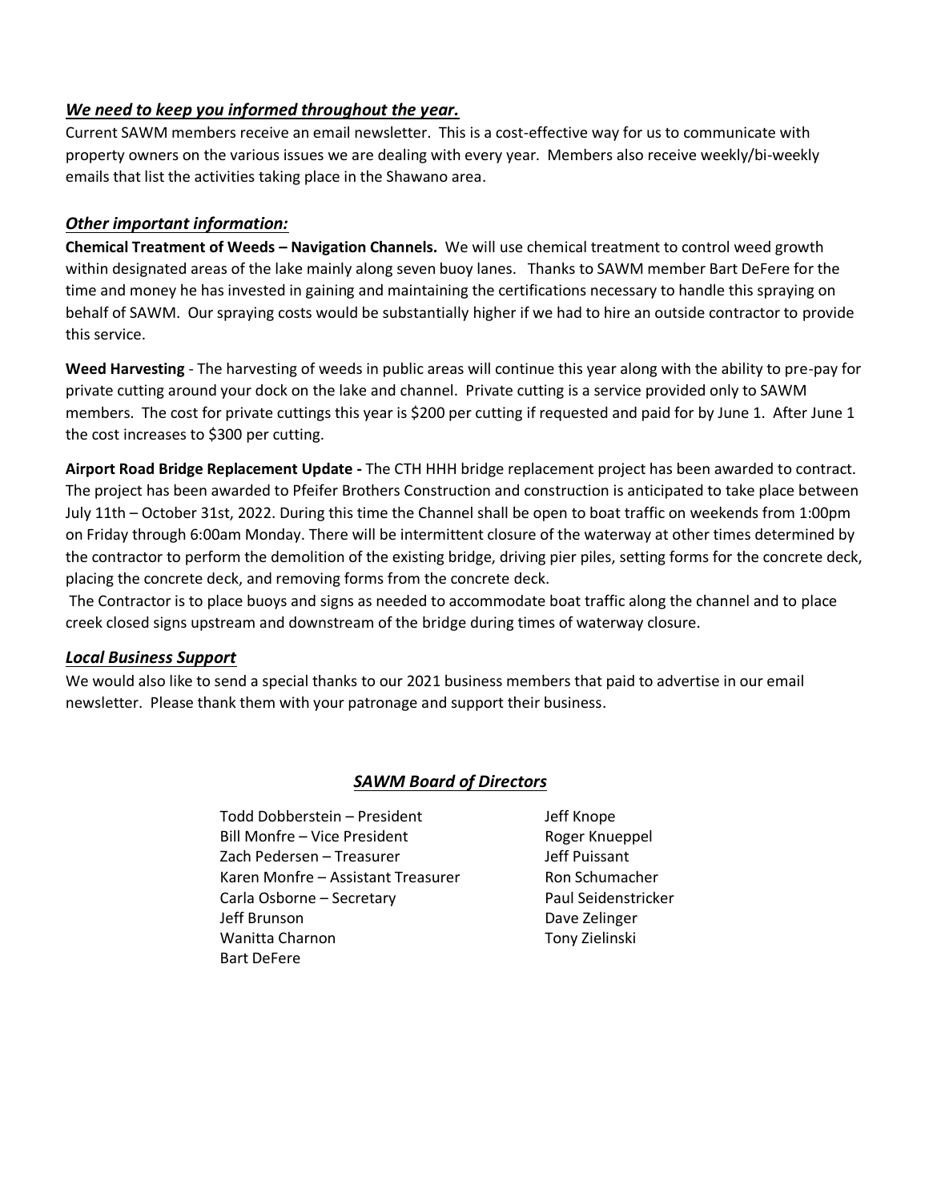### ***We need to keep you informed throughout the year.***

Current SAWM members receive an email newsletter. This is a cost-effective way for us to communicate with property owners on the various issues we are dealing with every year. Members also receive weekly/bi-weekly emails that list the activities taking place in the Shawano area.

### ***Other important information:***

**Chemical Treatment of Weeds – Navigation Channels.** We will use chemical treatment to control weed growth within designated areas of the lake mainly along seven buoy lanes. Thanks to SAWM member Bart DeFere for the time and money he has invested in gaining and maintaining the certifications necessary to handle this spraying on behalf of SAWM. Our spraying costs would be substantially higher if we had to hire an outside contractor to provide this service.

**Weed Harvesting** - The harvesting of weeds in public areas will continue this year along with the ability to pre-pay for private cutting around your dock on the lake and channel. Private cutting is a service provided only to SAWM members. The cost for private cuttings this year is $200 per cutting if requested and paid for by June 1. After June 1 the cost increases to $300 per cutting.

**Airport Road Bridge Replacement Update -** The CTH HHH bridge replacement project has been awarded to contract. The project has been awarded to Pfeifer Brothers Construction and construction is anticipated to take place between July 11th – October 31st, 2022. During this time the Channel shall be open to boat traffic on weekends from 1:00pm on Friday through 6:00am Monday. There will be intermittent closure of the waterway at other times determined by the contractor to perform the demolition of the existing bridge, driving pier piles, setting forms for the concrete deck, placing the concrete deck, and removing forms from the concrete deck.

The Contractor is to place buoys and signs as needed to accommodate boat traffic along the channel and to place creek closed signs upstream and downstream of the bridge during times of waterway closure.

### ***Local Business Support***

We would also like to send a special thanks to our 2021 business members that paid to advertise in our email newsletter. Please thank them with your patronage and support their business.

### ***SAWM Board of Directors***

Todd Dobberstein – President
Bill Monfre – Vice President
Zach Pedersen – Treasurer
Karen Monfre – Assistant Treasurer
Carla Osborne – Secretary
Jeff Brunson
Wanitta Charnon
Bart DeFere
Jeff Knope
Roger Knueppel
Jeff Puissant
Ron Schumacher
Paul Seidenstricker
Dave Zelinger
Tony Zielinski